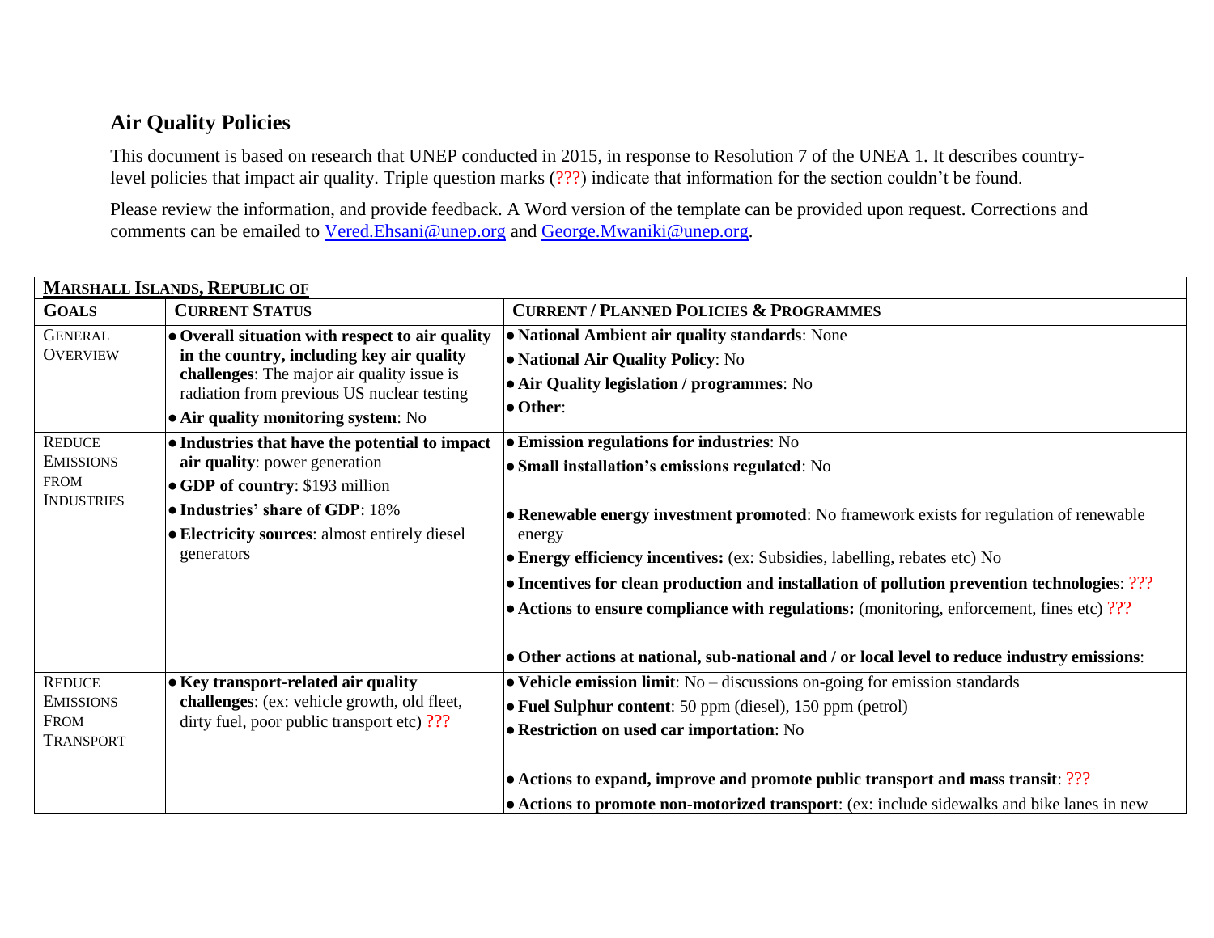## Air Quality Policies

This document is based on research that UNEP conducted in 2015, in response to Resolution 7 of the UNEA 1. It describes country-level policies that impact air quality. Triple question marks (???) indicate that information for the section couldn't be found.

Please review the information, and provide feedback. A Word version of the template can be provided upon request. Corrections and comments can be emailed to Vered.Ehsani@unep.org and George.Mwaniki@unep.org.

| **MARSHALL ISLANDS, REPUBLIC OF** | | |
|---|---|---|
| **GOALS** | **CURRENT STATUS** | **CURRENT / PLANNED POLICIES & PROGRAMMES** |
| GENERAL OVERVIEW | • **Overall situation with respect to air quality in the country, including key air quality challenges**: The major air quality issue is radiation from previous US nuclear testing<br>• **Air quality monitoring system**: No | • **National Ambient air quality standards**: None<br>• **National Air Quality Policy**: No<br>• **Air Quality legislation / programmes**: No<br>• **Other**: |
| REDUCE EMISSIONS FROM INDUSTRIES | • **Industries that have the potential to impact air quality**: power generation<br>• **GDP of country**: $193 million<br>• **Industries' share of GDP**: 18%<br>• **Electricity sources**: almost entirely diesel generators | • **Emission regulations for industries**: No<br>• **Small installation's emissions regulated**: No<br>• **Renewable energy investment promoted**: No framework exists for regulation of renewable energy<br>• **Energy efficiency incentives:** (ex: Subsidies, labelling, rebates etc) No<br>• **Incentives for clean production and installation of pollution prevention technologies**: ???<br>• **Actions to ensure compliance with regulations:** (monitoring, enforcement, fines etc) ???<br>• **Other actions at national, sub-national and / or local level to reduce industry emissions**: |
| REDUCE EMISSIONS FROM TRANSPORT | • **Key transport-related air quality challenges**: (ex: vehicle growth, old fleet, dirty fuel, poor public transport etc) ??? | • **Vehicle emission limit**: No – discussions on-going for emission standards<br>• **Fuel Sulphur content**: 50 ppm (diesel), 150 ppm (petrol)<br>• **Restriction on used car importation**: No<br>• **Actions to expand, improve and promote public transport and mass transit**: ???<br>• **Actions to promote non-motorized transport**: (ex: include sidewalks and bike lanes in new |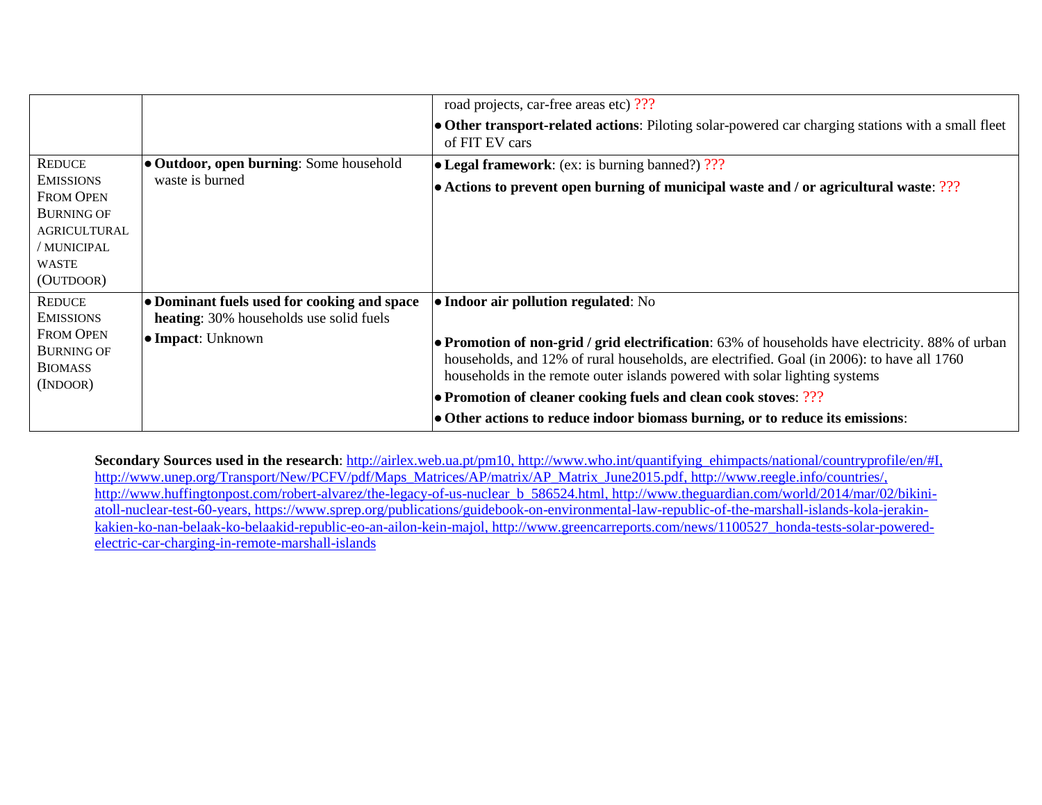| | | |
|---|---|---|
| | | road projects, car-free areas etc) ??? <br>• **Other transport-related actions**: Piloting solar-powered car charging stations with a small fleet of FIT EV cars |
| REDUCE EMISSIONS FROM OPEN BURNING OF AGRICULTURAL / MUNICIPAL WASTE (OUTDOOR) | • **Outdoor, open burning**: Some household waste is burned | • **Legal framework**: (ex: is burning banned?) ??? <br>• **Actions to prevent open burning of municipal waste and / or agricultural waste**: ??? |
| REDUCE EMISSIONS FROM OPEN BURNING OF BIOMASS (INDOOR) | • **Dominant fuels used for cooking and space heating**: 30% households use solid fuels <br>• **Impact**: Unknown | • **Indoor air pollution regulated**: No <br>• **Promotion of non-grid / grid electrification**: 63% of households have electricity. 88% of urban households, and 12% of rural households, are electrified. Goal (in 2006): to have all 1760 households in the remote outer islands powered with solar lighting systems <br>• **Promotion of cleaner cooking fuels and clean cook stoves**: ??? <br>• **Other actions to reduce indoor biomass burning, or to reduce its emissions**: |

**Secondary Sources used in the research**: http://airlex.web.ua.pt/pm10, http://www.who.int/quantifying_ehimpacts/national/countryprofile/en/#I, http://www.unep.org/Transport/New/PCFV/pdf/Maps_Matrices/AP/matrix/AP_Matrix_June2015.pdf, http://www.reegle.info/countries/, http://www.huffingtonpost.com/robert-alvarez/the-legacy-of-us-nuclear_b_586524.html, http://www.theguardian.com/world/2014/mar/02/bikini-atoll-nuclear-test-60-years, https://www.sprep.org/publications/guidebook-on-environmental-law-republic-of-the-marshall-islands-kola-jerakin-kakien-ko-nan-belaak-ko-belaakid-republic-eo-an-ailon-kein-majol, http://www.greencarreports.com/news/1100527_honda-tests-solar-powered-electric-car-charging-in-remote-marshall-islands